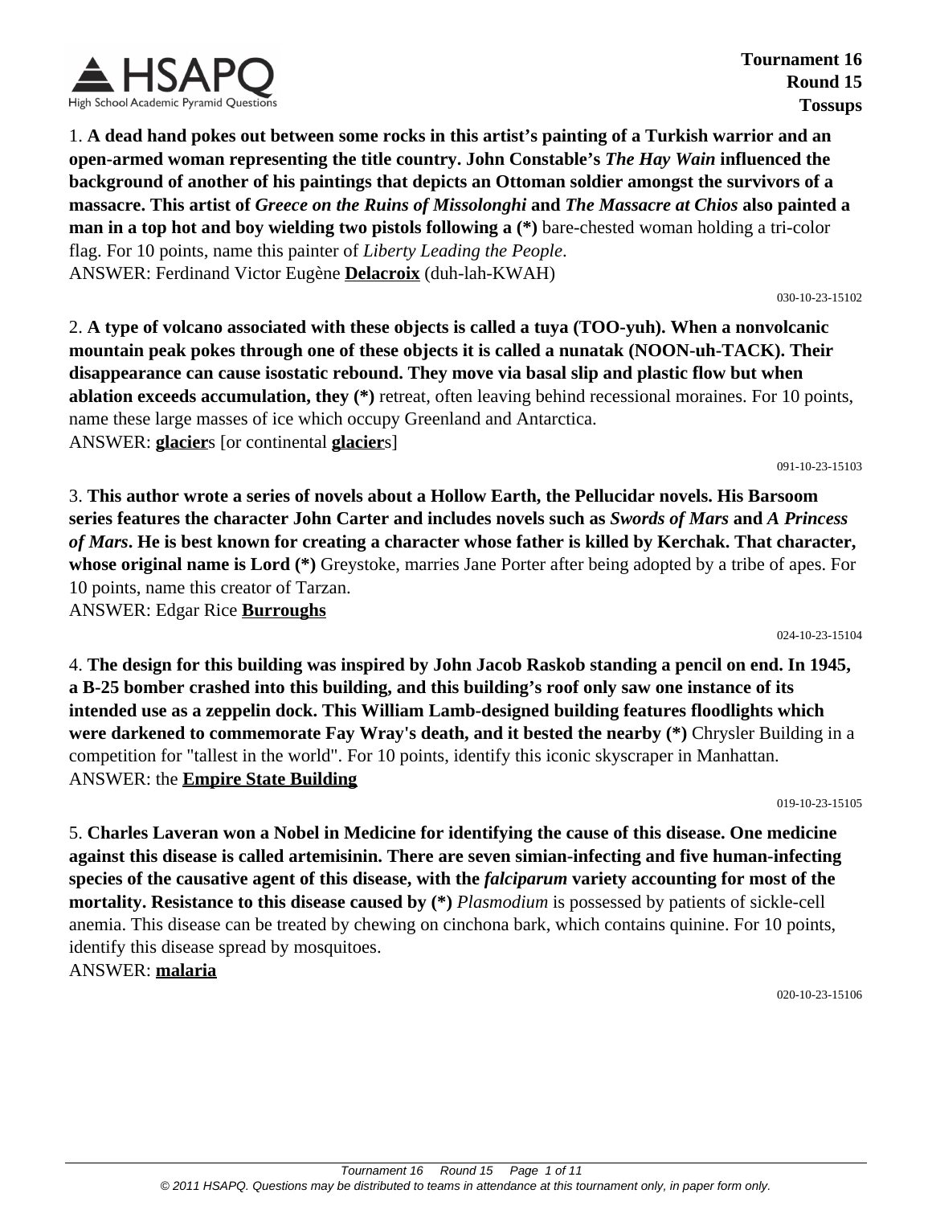**Tournament 16**
**Round 15**
**Tossups**

1. **A dead hand pokes out between some rocks in this artist's painting of a Turkish warrior and an open-armed woman representing the title country. John Constable's *The Hay Wain* influenced the background of another of his paintings that depicts an Ottoman soldier amongst the survivors of a massacre. This artist of *Greece on the Ruins of Missolonghi* and *The Massacre at Chios* also painted a man in a top hot and boy wielding two pistols following a (*)** bare-chested woman holding a tri-color flag. For 10 points, name this painter of *Liberty Leading the People*.
ANSWER: Ferdinand Victor Eugène **Delacroix** (duh-lah-KWAH)

030-10-23-15102

2. **A type of volcano associated with these objects is called a tuya (TOO-yuh). When a nonvolcanic mountain peak pokes through one of these objects it is called a nunatak (NOON-uh-TACK). Their disappearance can cause isostatic rebound. They move via basal slip and plastic flow but when ablation exceeds accumulation, they (*)** retreat, often leaving behind recessional moraines. For 10 points, name these large masses of ice which occupy Greenland and Antarctica.
ANSWER: **glacier**s [or continental **glacier**s]

091-10-23-15103

3. **This author wrote a series of novels about a Hollow Earth, the Pellucidar novels. His Barsoom series features the character John Carter and includes novels such as *Swords of Mars* and *A Princess of Mars*. He is best known for creating a character whose father is killed by Kerchak. That character, whose original name is Lord (*)** Greystoke, marries Jane Porter after being adopted by a tribe of apes. For 10 points, name this creator of Tarzan.
ANSWER: Edgar Rice **Burroughs**

024-10-23-15104

4. **The design for this building was inspired by John Jacob Raskob standing a pencil on end. In 1945, a B-25 bomber crashed into this building, and this building's roof only saw one instance of its intended use as a zeppelin dock. This William Lamb-designed building features floodlights which were darkened to commemorate Fay Wray's death, and it bested the nearby (*)** Chrysler Building in a competition for "tallest in the world". For 10 points, identify this iconic skyscraper in Manhattan.
ANSWER: the **Empire State Building**

019-10-23-15105

5. **Charles Laveran won a Nobel in Medicine for identifying the cause of this disease. One medicine against this disease is called artemisinin. There are seven simian-infecting and five human-infecting species of the causative agent of this disease, with the *falciparum* variety accounting for most of the mortality. Resistance to this disease caused by (*)** *Plasmodium* is possessed by patients of sickle-cell anemia. This disease can be treated by chewing on cinchona bark, which contains quinine. For 10 points, identify this disease spread by mosquitoes.
ANSWER: **malaria**

020-10-23-15106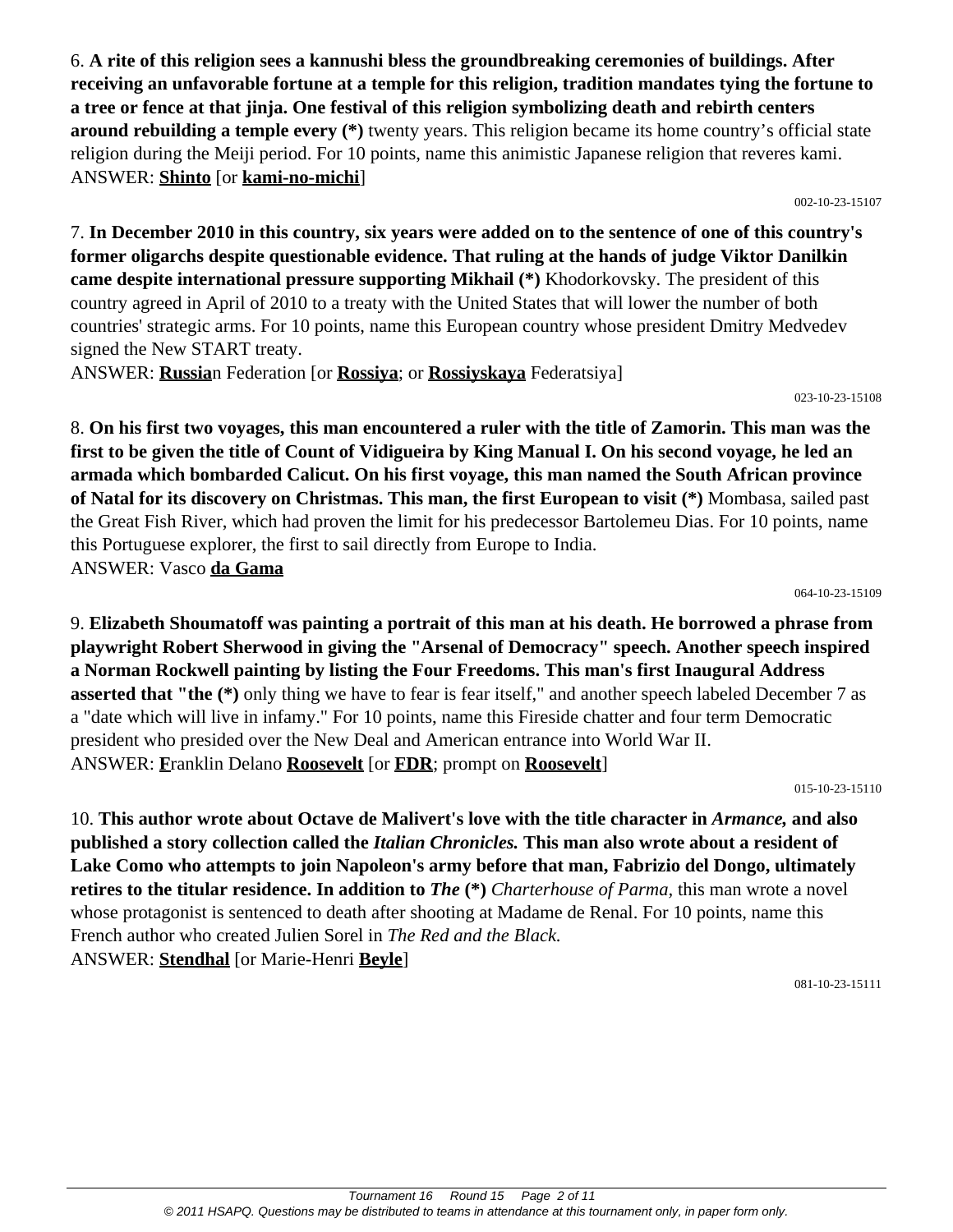6. **A rite of this religion sees a kannushi bless the groundbreaking ceremonies of buildings. After receiving an unfavorable fortune at a temple for this religion, tradition mandates tying the fortune to a tree or fence at that jinja. One festival of this religion symbolizing death and rebirth centers around rebuilding a temple every (*)** twenty years. This religion became its home country's official state religion during the Meiji period. For 10 points, name this animistic Japanese religion that reveres kami.
ANSWER: **Shinto** [or **kami-no-michi**]

002-10-23-15107

7. **In December 2010 in this country, six years were added on to the sentence of one of this country's former oligarchs despite questionable evidence. That ruling at the hands of judge Viktor Danilkin came despite international pressure supporting Mikhail (*)** Khodorkovsky. The president of this country agreed in April of 2010 to a treaty with the United States that will lower the number of both countries' strategic arms. For 10 points, name this European country whose president Dmitry Medvedev signed the New START treaty.
ANSWER: **Russia**n Federation [or **Rossiya**; or **Rossiyskaya** Federatsiya]

023-10-23-15108

8. **On his first two voyages, this man encountered a ruler with the title of Zamorin. This man was the first to be given the title of Count of Vidigueira by King Manual I. On his second voyage, he led an armada which bombarded Calicut. On his first voyage, this man named the South African province of Natal for its discovery on Christmas. This man, the first European to visit (*)** Mombasa, sailed past the Great Fish River, which had proven the limit for his predecessor Bartolemeu Dias. For 10 points, name this Portuguese explorer, the first to sail directly from Europe to India.
ANSWER: Vasco **da Gama**

064-10-23-15109

9. **Elizabeth Shoumatoff was painting a portrait of this man at his death. He borrowed a phrase from playwright Robert Sherwood in giving the "Arsenal of Democracy" speech. Another speech inspired a Norman Rockwell painting by listing the Four Freedoms. This man's first Inaugural Address asserted that "the (*)** only thing we have to fear is fear itself," and another speech labeled December 7 as a "date which will live in infamy." For 10 points, name this Fireside chatter and four term Democratic president who presided over the New Deal and American entrance into World War II.
ANSWER: **F**ranklin Delano **Roosevelt** [or **FDR**; prompt on **Roosevelt**]

015-10-23-15110

10. **This author wrote about Octave de Malivert's love with the title character in *Armance,* and also published a story collection called the *Italian Chronicles.* This man also wrote about a resident of Lake Como who attempts to join Napoleon's army before that man, Fabrizio del Dongo, ultimately retires to the titular residence. In addition to *The* (*)** *Charterhouse of Parma,* this man wrote a novel whose protagonist is sentenced to death after shooting at Madame de Renal. For 10 points, name this French author who created Julien Sorel in *The Red and the Black.*
ANSWER: **Stendhal** [or Marie-Henri **Beyle**]

081-10-23-15111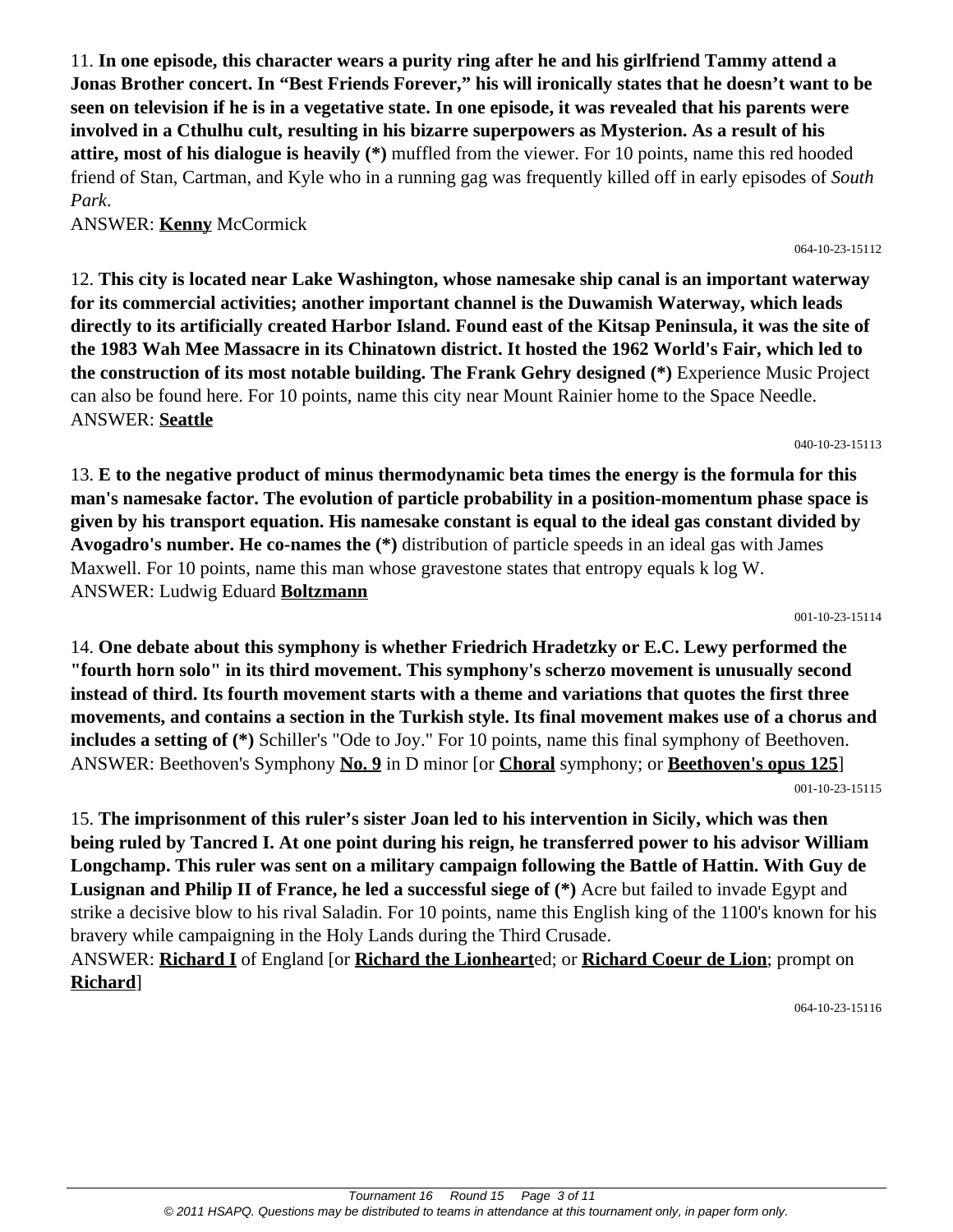11. **In one episode, this character wears a purity ring after he and his girlfriend Tammy attend a Jonas Brother concert. In "Best Friends Forever," his will ironically states that he doesn't want to be seen on television if he is in a vegetative state. In one episode, it was revealed that his parents were involved in a Cthulhu cult, resulting in his bizarre superpowers as Mysterion. As a result of his attire, most of his dialogue is heavily (*)** muffled from the viewer. For 10 points, name this red hooded friend of Stan, Cartman, and Kyle who in a running gag was frequently killed off in early episodes of *South Park*.
ANSWER: **Kenny** McCormick

064-10-23-15112

12. **This city is located near Lake Washington, whose namesake ship canal is an important waterway for its commercial activities; another important channel is the Duwamish Waterway, which leads directly to its artificially created Harbor Island. Found east of the Kitsap Peninsula, it was the site of the 1983 Wah Mee Massacre in its Chinatown district. It hosted the 1962 World's Fair, which led to the construction of its most notable building. The Frank Gehry designed (*)** Experience Music Project can also be found here. For 10 points, name this city near Mount Rainier home to the Space Needle.
ANSWER: **Seattle**

040-10-23-15113

13. **E to the negative product of minus thermodynamic beta times the energy is the formula for this man's namesake factor. The evolution of particle probability in a position-momentum phase space is given by his transport equation. His namesake constant is equal to the ideal gas constant divided by Avogadro's number. He co-names the (*)** distribution of particle speeds in an ideal gas with James Maxwell. For 10 points, name this man whose gravestone states that entropy equals k log W.
ANSWER: Ludwig Eduard **Boltzmann**

001-10-23-15114

14. **One debate about this symphony is whether Friedrich Hradetzky or E.C. Lewy performed the "fourth horn solo" in its third movement. This symphony's scherzo movement is unusually second instead of third. Its fourth movement starts with a theme and variations that quotes the first three movements, and contains a section in the Turkish style. Its final movement makes use of a chorus and includes a setting of (*)** Schiller's "Ode to Joy." For 10 points, name this final symphony of Beethoven.
ANSWER: Beethoven's Symphony **No. 9** in D minor [or **Choral** symphony; or **Beethoven's opus 125**]

001-10-23-15115

15. **The imprisonment of this ruler's sister Joan led to his intervention in Sicily, which was then being ruled by Tancred I. At one point during his reign, he transferred power to his advisor William Longchamp. This ruler was sent on a military campaign following the Battle of Hattin. With Guy de Lusignan and Philip II of France, he led a successful siege of (*)** Acre but failed to invade Egypt and strike a decisive blow to his rival Saladin. For 10 points, name this English king of the 1100's known for his bravery while campaigning in the Holy Lands during the Third Crusade.
ANSWER: **Richard I** of England [or **Richard the Lionheart**ed; or **Richard Coeur de Lion**; prompt on **Richard**]

064-10-23-15116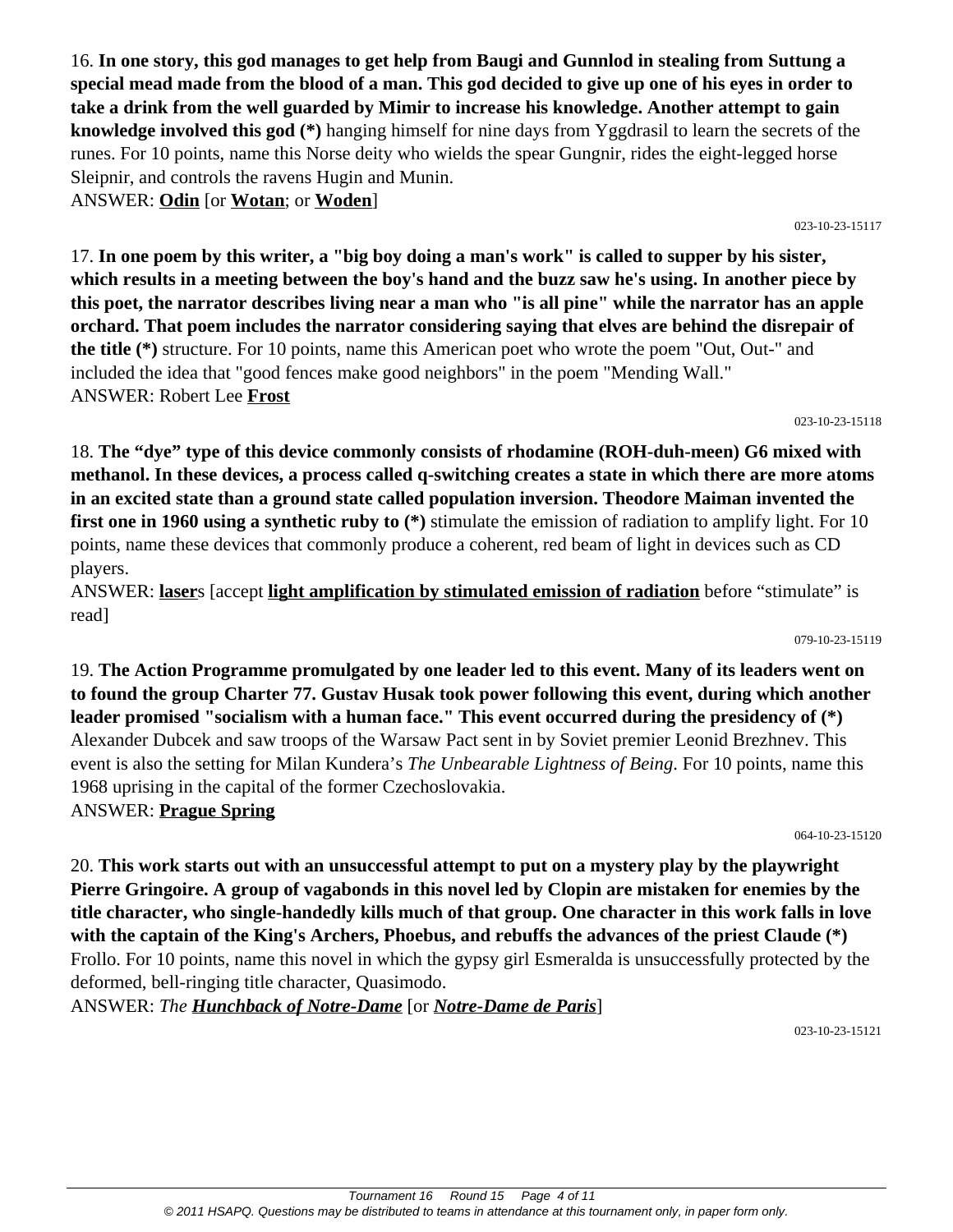16. **In one story, this god manages to get help from Baugi and Gunnlod in stealing from Suttung a special mead made from the blood of a man. This god decided to give up one of his eyes in order to take a drink from the well guarded by Mimir to increase his knowledge. Another attempt to gain knowledge involved this god (*)** hanging himself for nine days from Yggdrasil to learn the secrets of the runes. For 10 points, name this Norse deity who wields the spear Gungnir, rides the eight-legged horse Sleipnir, and controls the ravens Hugin and Munin.
ANSWER: **Odin** [or **Wotan**; or **Woden**]

023-10-23-15117

17. **In one poem by this writer, a "big boy doing a man's work" is called to supper by his sister, which results in a meeting between the boy's hand and the buzz saw he's using. In another piece by this poet, the narrator describes living near a man who "is all pine" while the narrator has an apple orchard. That poem includes the narrator considering saying that elves are behind the disrepair of the title (*)** structure. For 10 points, name this American poet who wrote the poem "Out, Out-" and included the idea that "good fences make good neighbors" in the poem "Mending Wall."
ANSWER: Robert Lee **Frost**

023-10-23-15118

18. **The "dye" type of this device commonly consists of rhodamine (ROH-duh-meen) G6 mixed with methanol. In these devices, a process called q-switching creates a state in which there are more atoms in an excited state than a ground state called population inversion. Theodore Maiman invented the first one in 1960 using a synthetic ruby to (*)** stimulate the emission of radiation to amplify light. For 10 points, name these devices that commonly produce a coherent, red beam of light in devices such as CD players.
ANSWER: **laser**s [accept **light amplification by stimulated emission of radiation** before "stimulate" is read]

079-10-23-15119

19. **The Action Programme promulgated by one leader led to this event. Many of its leaders went on to found the group Charter 77. Gustav Husak took power following this event, during which another leader promised "socialism with a human face." This event occurred during the presidency of (*)** Alexander Dubcek and saw troops of the Warsaw Pact sent in by Soviet premier Leonid Brezhnev. This event is also the setting for Milan Kundera's *The Unbearable Lightness of Being*. For 10 points, name this 1968 uprising in the capital of the former Czechoslovakia.
ANSWER: **Prague Spring**

064-10-23-15120

20. **This work starts out with an unsuccessful attempt to put on a mystery play by the playwright Pierre Gringoire. A group of vagabonds in this novel led by Clopin are mistaken for enemies by the title character, who single-handedly kills much of that group. One character in this work falls in love with the captain of the King's Archers, Phoebus, and rebuffs the advances of the priest Claude (*)** Frollo. For 10 points, name this novel in which the gypsy girl Esmeralda is unsuccessfully protected by the deformed, bell-ringing title character, Quasimodo.
ANSWER: *The **Hunchback of Notre-Dame*** [or ***Notre-Dame de Paris***]

023-10-23-15121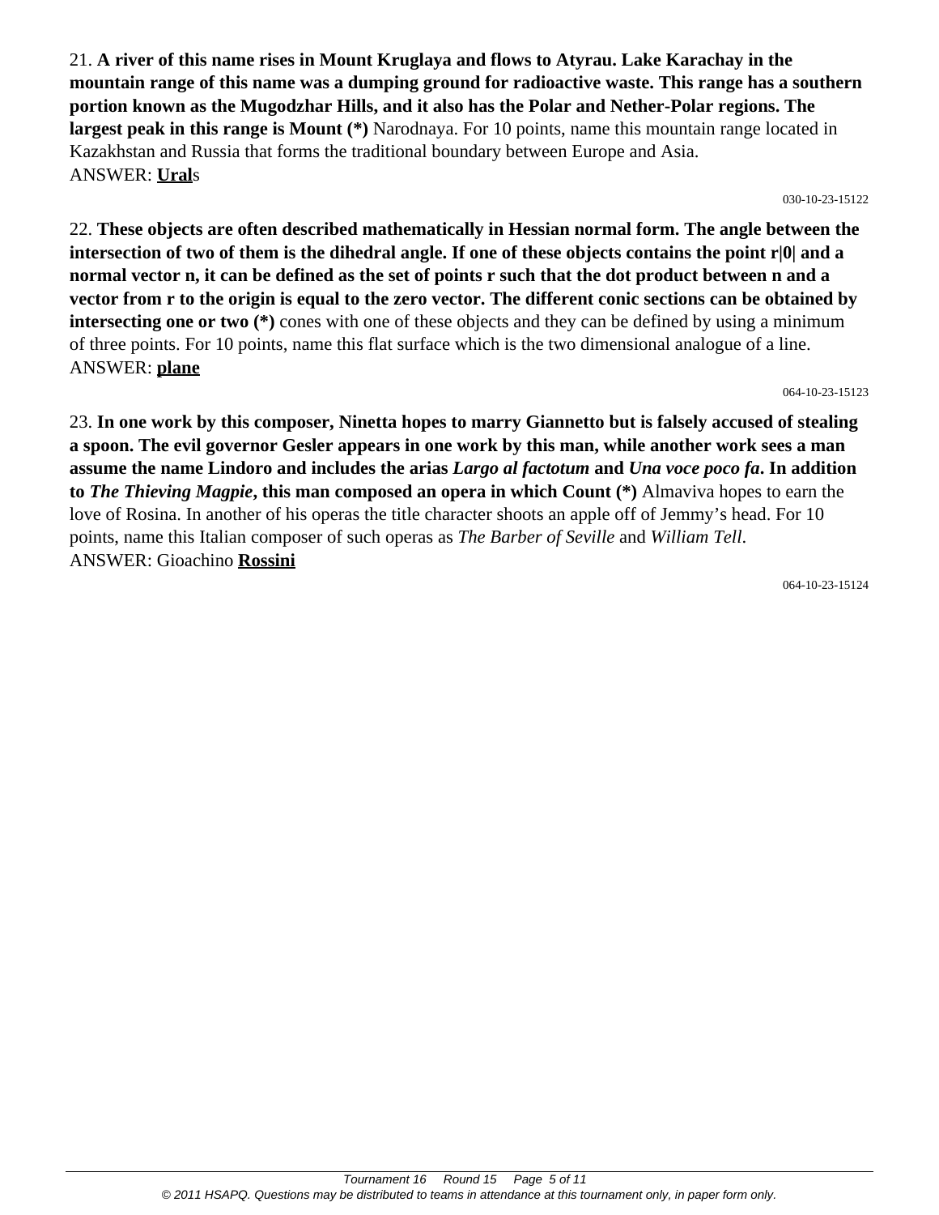21. **A river of this name rises in Mount Kruglaya and flows to Atyrau. Lake Karachay in the mountain range of this name was a dumping ground for radioactive waste. This range has a southern portion known as the Mugodzhar Hills, and it also has the Polar and Nether-Polar regions. The largest peak in this range is Mount (*)** Narodnaya. For 10 points, name this mountain range located in Kazakhstan and Russia that forms the traditional boundary between Europe and Asia.
ANSWER: **Ural**s

030-10-23-15122

22. **These objects are often described mathematically in Hessian normal form. The angle between the intersection of two of them is the dihedral angle. If one of these objects contains the point r|0| and a normal vector n, it can be defined as the set of points r such that the dot product between n and a vector from r to the origin is equal to the zero vector. The different conic sections can be obtained by intersecting one or two (*)** cones with one of these objects and they can be defined by using a minimum of three points. For 10 points, name this flat surface which is the two dimensional analogue of a line.
ANSWER: **plane**

064-10-23-15123

23. **In one work by this composer, Ninetta hopes to marry Giannetto but is falsely accused of stealing a spoon. The evil governor Gesler appears in one work by this man, while another work sees a man assume the name Lindoro and includes the arias *Largo al factotum* and *Una voce poco fa*. In addition to *The Thieving Magpie*, this man composed an opera in which Count (*)** Almaviva hopes to earn the love of Rosina. In another of his operas the title character shoots an apple off of Jemmy's head. For 10 points, name this Italian composer of such operas as *The Barber of Seville* and *William Tell*.
ANSWER: Gioachino **Rossini**

064-10-23-15124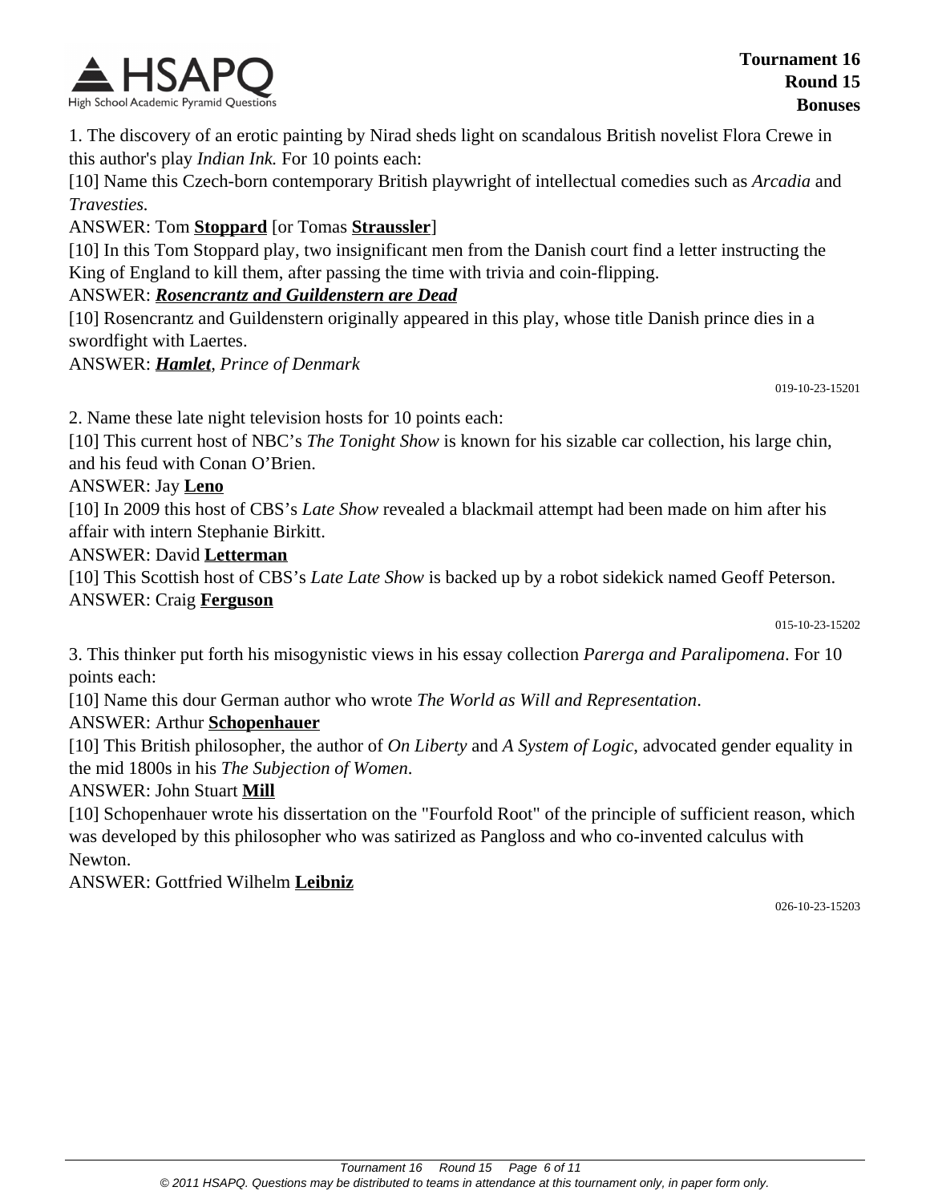1. The discovery of an erotic painting by Nirad sheds light on scandalous British novelist Flora Crewe in this author's play *Indian Ink.* For 10 points each:

[10] Name this Czech-born contemporary British playwright of intellectual comedies such as *Arcadia* and *Travesties.*

ANSWER: Tom **Stoppard** [or Tomas **Straussler**]

[10] In this Tom Stoppard play, two insignificant men from the Danish court find a letter instructing the King of England to kill them, after passing the time with trivia and coin-flipping.

ANSWER: ***Rosencrantz and Guildenstern are Dead***

[10] Rosencrantz and Guildenstern originally appeared in this play, whose title Danish prince dies in a swordfight with Laertes.

ANSWER: ***Hamlet****, Prince of Denmark*

019-10-23-15201

2. Name these late night television hosts for 10 points each:

[10] This current host of NBC's *The Tonight Show* is known for his sizable car collection, his large chin, and his feud with Conan O'Brien.

ANSWER: Jay **Leno**

[10] In 2009 this host of CBS's *Late Show* revealed a blackmail attempt had been made on him after his affair with intern Stephanie Birkitt.

ANSWER: David **Letterman**

[10] This Scottish host of CBS's *Late Late Show* is backed up by a robot sidekick named Geoff Peterson.

ANSWER: Craig **Ferguson**

015-10-23-15202

3. This thinker put forth his misogynistic views in his essay collection *Parerga and Paralipomena*. For 10 points each:

[10] Name this dour German author who wrote *The World as Will and Representation*.

ANSWER: Arthur **Schopenhauer**

[10] This British philosopher, the author of *On Liberty* and *A System of Logic*, advocated gender equality in the mid 1800s in his *The Subjection of Women*.

ANSWER: John Stuart **Mill**

[10] Schopenhauer wrote his dissertation on the "Fourfold Root" of the principle of sufficient reason, which was developed by this philosopher who was satirized as Pangloss and who co-invented calculus with Newton.

ANSWER: Gottfried Wilhelm **Leibniz**

026-10-23-15203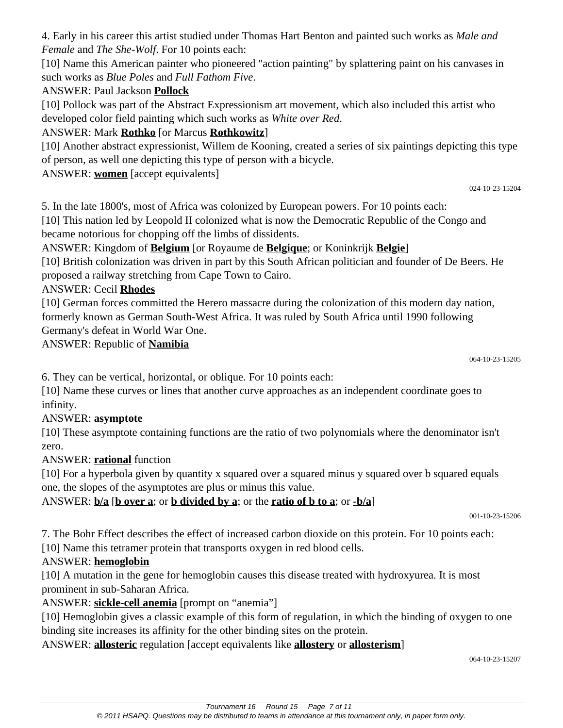4. Early in his career this artist studied under Thomas Hart Benton and painted such works as *Male and Female* and *The She-Wolf*. For 10 points each:

[10] Name this American painter who pioneered "action painting" by splattering paint on his canvases in such works as *Blue Poles* and *Full Fathom Five*.

ANSWER: Paul Jackson **Pollock**

[10] Pollock was part of the Abstract Expressionism art movement, which also included this artist who developed color field painting which such works as *White over Red*.

ANSWER: Mark **Rothko** [or Marcus **Rothkowitz**]

[10] Another abstract expressionist, Willem de Kooning, created a series of six paintings depicting this type of person, as well one depicting this type of person with a bicycle.

ANSWER: **women** [accept equivalents]

024-10-23-15204

5. In the late 1800's, most of Africa was colonized by European powers. For 10 points each:

[10] This nation led by Leopold II colonized what is now the Democratic Republic of the Congo and became notorious for chopping off the limbs of dissidents.

ANSWER: Kingdom of **Belgium** [or Royaume de **Belgique**; or Koninkrijk **Belgie**]

[10] British colonization was driven in part by this South African politician and founder of De Beers. He proposed a railway stretching from Cape Town to Cairo.

ANSWER: Cecil **Rhodes**

[10] German forces committed the Herero massacre during the colonization of this modern day nation, formerly known as German South-West Africa. It was ruled by South Africa until 1990 following Germany's defeat in World War One.

ANSWER: Republic of **Namibia**

064-10-23-15205

6. They can be vertical, horizontal, or oblique. For 10 points each:

[10] Name these curves or lines that another curve approaches as an independent coordinate goes to infinity.

ANSWER: **asymptote**

[10] These asymptote containing functions are the ratio of two polynomials where the denominator isn't zero.

ANSWER: **rational** function

[10] For a hyperbola given by quantity x squared over a squared minus y squared over b squared equals one, the slopes of the asymptotes are plus or minus this value.

ANSWER: **b/a** [**b over a**; or **b divided by a**; or the **ratio of b to a**; or **-b/a**]

001-10-23-15206

7. The Bohr Effect describes the effect of increased carbon dioxide on this protein. For 10 points each:

[10] Name this tetramer protein that transports oxygen in red blood cells.

ANSWER: **hemoglobin**

[10] A mutation in the gene for hemoglobin causes this disease treated with hydroxyurea. It is most prominent in sub-Saharan Africa.

ANSWER: **sickle-cell anemia** [prompt on "anemia"]

[10] Hemoglobin gives a classic example of this form of regulation, in which the binding of oxygen to one binding site increases its affinity for the other binding sites on the protein.

ANSWER: **allosteric** regulation [accept equivalents like **allostery** or **allosterism**]

064-10-23-15207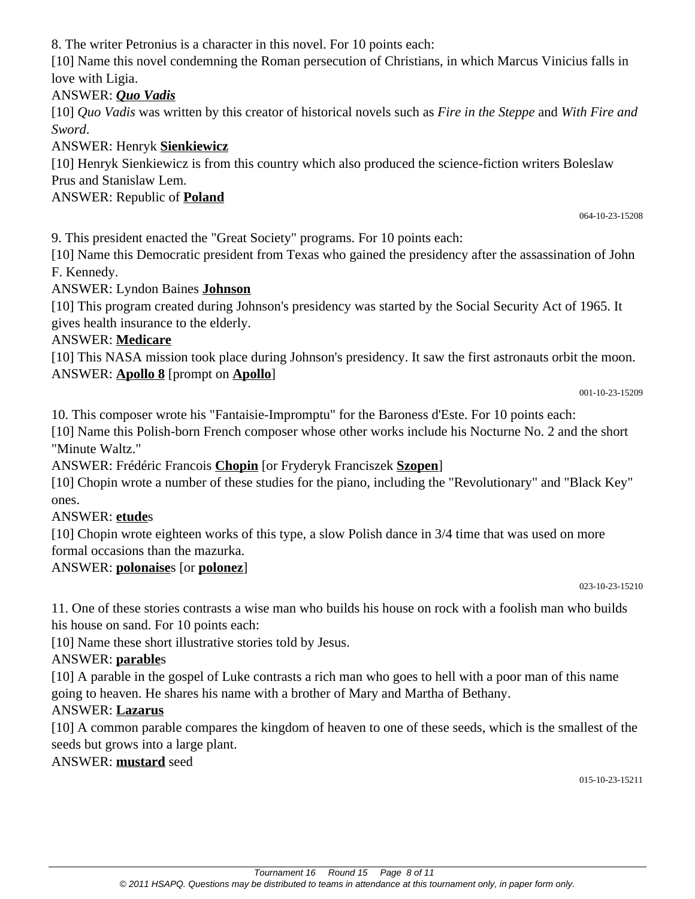8. The writer Petronius is a character in this novel. For 10 points each:

[10] Name this novel condemning the Roman persecution of Christians, in which Marcus Vinicius falls in love with Ligia.

ANSWER: ***Quo Vadis***

[10] *Quo Vadis* was written by this creator of historical novels such as *Fire in the Steppe* and *With Fire and Sword*.

ANSWER: Henryk **Sienkiewicz**

[10] Henryk Sienkiewicz is from this country which also produced the science-fiction writers Boleslaw Prus and Stanislaw Lem.

ANSWER: Republic of **Poland**

064-10-23-15208

9. This president enacted the "Great Society" programs. For 10 points each:

[10] Name this Democratic president from Texas who gained the presidency after the assassination of John F. Kennedy.

ANSWER: Lyndon Baines **Johnson**

[10] This program created during Johnson's presidency was started by the Social Security Act of 1965. It gives health insurance to the elderly.

ANSWER: **Medicare**

[10] This NASA mission took place during Johnson's presidency. It saw the first astronauts orbit the moon.

ANSWER: **Apollo 8** [prompt on **Apollo**]

001-10-23-15209

10. This composer wrote his "Fantaisie-Impromptu" for the Baroness d'Este. For 10 points each:

[10] Name this Polish-born French composer whose other works include his Nocturne No. 2 and the short "Minute Waltz."

ANSWER: Frédéric Francois **Chopin** [or Fryderyk Franciszek **Szopen**]

[10] Chopin wrote a number of these studies for the piano, including the "Revolutionary" and "Black Key" ones.

ANSWER: **etude**s

[10] Chopin wrote eighteen works of this type, a slow Polish dance in 3/4 time that was used on more formal occasions than the mazurka.

ANSWER: **polonaise**s [or **polonez**]

023-10-23-15210

11. One of these stories contrasts a wise man who builds his house on rock with a foolish man who builds his house on sand. For 10 points each:

[10] Name these short illustrative stories told by Jesus.

ANSWER: **parable**s

[10] A parable in the gospel of Luke contrasts a rich man who goes to hell with a poor man of this name going to heaven. He shares his name with a brother of Mary and Martha of Bethany.

ANSWER: **Lazarus**

[10] A common parable compares the kingdom of heaven to one of these seeds, which is the smallest of the seeds but grows into a large plant.

ANSWER: **mustard** seed

015-10-23-15211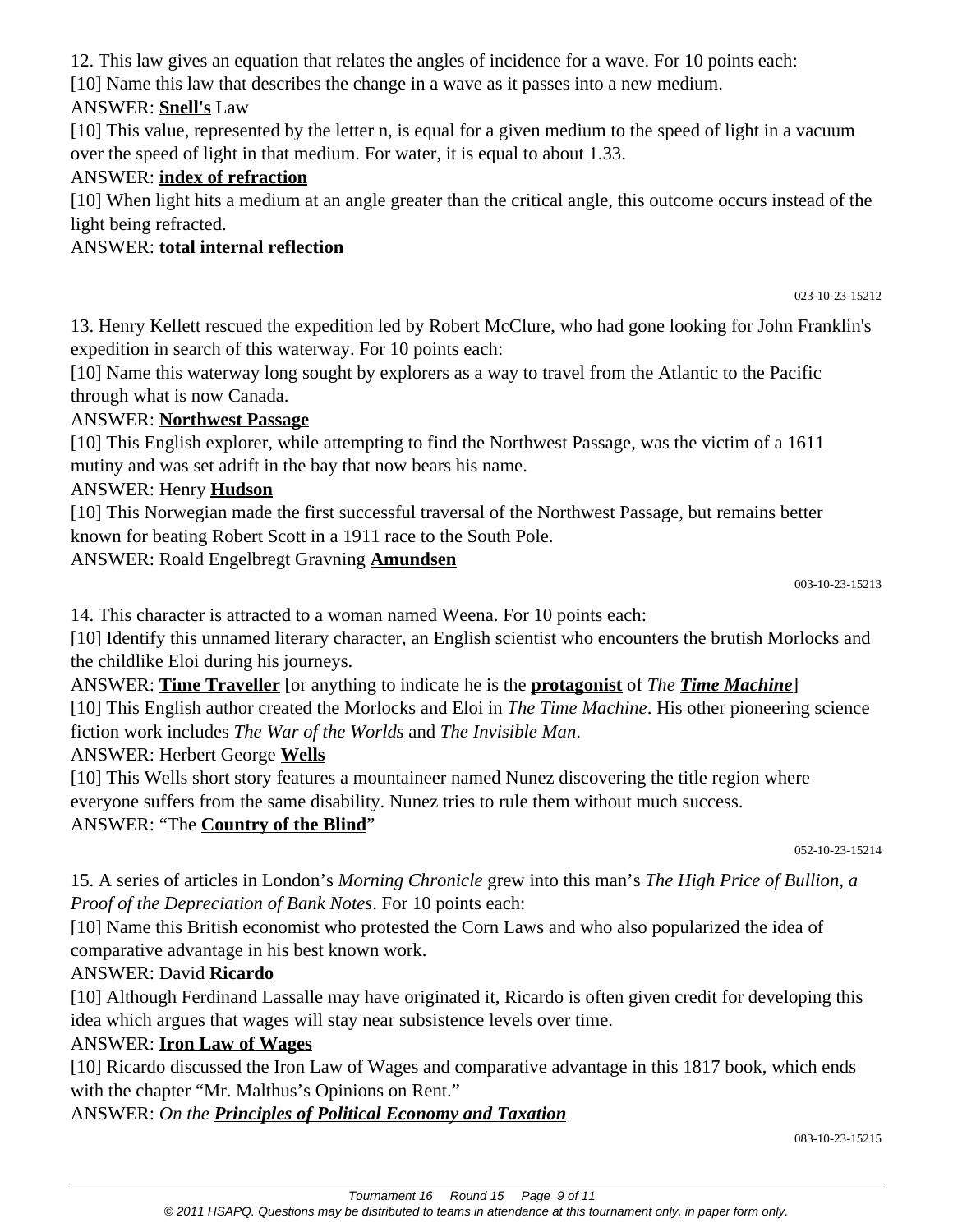12. This law gives an equation that relates the angles of incidence for a wave. For 10 points each:

[10] Name this law that describes the change in a wave as it passes into a new medium.

ANSWER: **<u>Snell's</u>** Law

[10] This value, represented by the letter n, is equal for a given medium to the speed of light in a vacuum over the speed of light in that medium. For water, it is equal to about 1.33.

ANSWER: **<u>index of refraction</u>**

[10] When light hits a medium at an angle greater than the critical angle, this outcome occurs instead of the light being refracted.

ANSWER: **<u>total internal reflection</u>**

023-10-23-15212

13. Henry Kellett rescued the expedition led by Robert McClure, who had gone looking for John Franklin's expedition in search of this waterway. For 10 points each:

[10] Name this waterway long sought by explorers as a way to travel from the Atlantic to the Pacific through what is now Canada.

ANSWER: **<u>Northwest Passage</u>**

[10] This English explorer, while attempting to find the Northwest Passage, was the victim of a 1611 mutiny and was set adrift in the bay that now bears his name.

ANSWER: Henry **<u>Hudson</u>**

[10] This Norwegian made the first successful traversal of the Northwest Passage, but remains better known for beating Robert Scott in a 1911 race to the South Pole.

ANSWER: Roald Engelbregt Gravning **<u>Amundsen</u>**

003-10-23-15213

14. This character is attracted to a woman named Weena. For 10 points each:

[10] Identify this unnamed literary character, an English scientist who encounters the brutish Morlocks and the childlike Eloi during his journeys.

ANSWER: **<u>Time Traveller</u>** [or anything to indicate he is the **<u>protagonist</u>** of *The **<u>Time Machine</u>***]

[10] This English author created the Morlocks and Eloi in *The Time Machine*. His other pioneering science fiction work includes *The War of the Worlds* and *The Invisible Man*.

ANSWER: Herbert George **<u>Wells</u>**

[10] This Wells short story features a mountaineer named Nunez discovering the title region where everyone suffers from the same disability. Nunez tries to rule them without much success.

ANSWER: "The **<u>Country of the Blind</u>**"

052-10-23-15214

15. A series of articles in London's *Morning Chronicle* grew into this man's *The High Price of Bullion, a Proof of the Depreciation of Bank Notes*. For 10 points each:

[10] Name this British economist who protested the Corn Laws and who also popularized the idea of comparative advantage in his best known work.

ANSWER: David **<u>Ricardo</u>**

[10] Although Ferdinand Lassalle may have originated it, Ricardo is often given credit for developing this idea which argues that wages will stay near subsistence levels over time.

ANSWER: **<u>Iron Law of Wages</u>**

[10] Ricardo discussed the Iron Law of Wages and comparative advantage in this 1817 book, which ends with the chapter "Mr. Malthus's Opinions on Rent."

ANSWER: *On the **<u>Principles of Political Economy and Taxation</u>***

083-10-23-15215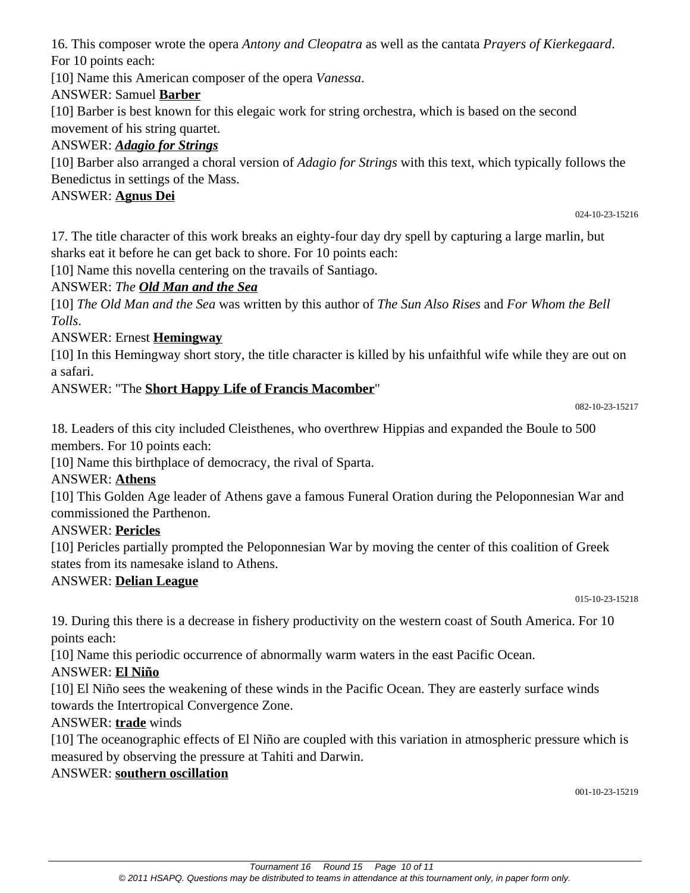16. This composer wrote the opera *Antony and Cleopatra* as well as the cantata *Prayers of Kierkegaard*. For 10 points each:

[10] Name this American composer of the opera *Vanessa*.

ANSWER: Samuel **Barber**

[10] Barber is best known for this elegaic work for string orchestra, which is based on the second movement of his string quartet.

ANSWER: ***Adagio for Strings***

[10] Barber also arranged a choral version of *Adagio for Strings* with this text, which typically follows the Benedictus in settings of the Mass.

ANSWER: **Agnus Dei**

024-10-23-15216

17. The title character of this work breaks an eighty-four day dry spell by capturing a large marlin, but sharks eat it before he can get back to shore. For 10 points each:

[10] Name this novella centering on the travails of Santiago.

ANSWER: *The* ***Old Man and the Sea***

[10] *The Old Man and the Sea* was written by this author of *The Sun Also Rises* and *For Whom the Bell Tolls*.

ANSWER: Ernest **Hemingway**

[10] In this Hemingway short story, the title character is killed by his unfaithful wife while they are out on a safari.

ANSWER: "The **Short Happy Life of Francis Macomber**"

082-10-23-15217

18. Leaders of this city included Cleisthenes, who overthrew Hippias and expanded the Boule to 500 members. For 10 points each:

[10] Name this birthplace of democracy, the rival of Sparta.

ANSWER: **Athens**

[10] This Golden Age leader of Athens gave a famous Funeral Oration during the Peloponnesian War and commissioned the Parthenon.

ANSWER: **Pericles**

[10] Pericles partially prompted the Peloponnesian War by moving the center of this coalition of Greek states from its namesake island to Athens.

ANSWER: **Delian League**

015-10-23-15218

19. During this there is a decrease in fishery productivity on the western coast of South America. For 10 points each:

[10] Name this periodic occurrence of abnormally warm waters in the east Pacific Ocean.

ANSWER: **El Niño**

[10] El Niño sees the weakening of these winds in the Pacific Ocean. They are easterly surface winds towards the Intertropical Convergence Zone.

ANSWER: **trade** winds

[10] The oceanographic effects of El Niño are coupled with this variation in atmospheric pressure which is measured by observing the pressure at Tahiti and Darwin.

ANSWER: **southern oscillation**

001-10-23-15219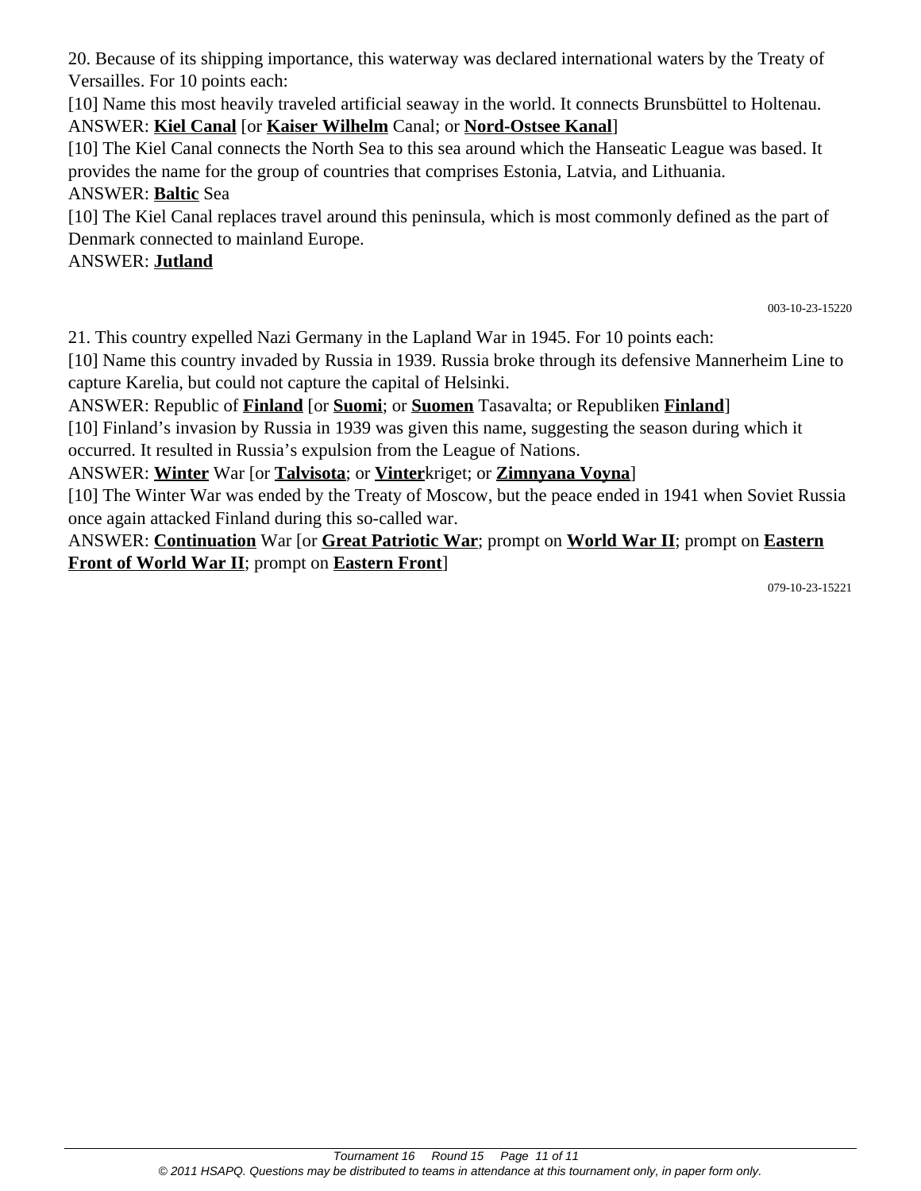20. Because of its shipping importance, this waterway was declared international waters by the Treaty of Versailles. For 10 points each:

[10] Name this most heavily traveled artificial seaway in the world. It connects Brunsbüttel to Holtenau.

ANSWER: **Kiel Canal** [or **Kaiser Wilhelm** Canal; or **Nord-Ostsee Kanal**]

[10] The Kiel Canal connects the North Sea to this sea around which the Hanseatic League was based. It provides the name for the group of countries that comprises Estonia, Latvia, and Lithuania.

ANSWER: **Baltic** Sea

[10] The Kiel Canal replaces travel around this peninsula, which is most commonly defined as the part of Denmark connected to mainland Europe.

ANSWER: **Jutland**

003-10-23-15220

21. This country expelled Nazi Germany in the Lapland War in 1945. For 10 points each:

[10] Name this country invaded by Russia in 1939. Russia broke through its defensive Mannerheim Line to capture Karelia, but could not capture the capital of Helsinki.

ANSWER: Republic of **Finland** [or **Suomi**; or **Suomen** Tasavalta; or Republiken **Finland**]

[10] Finland's invasion by Russia in 1939 was given this name, suggesting the season during which it occurred. It resulted in Russia's expulsion from the League of Nations.

ANSWER: **Winter** War [or **Talvisota**; or **Vinter**kriget; or **Zimnyana Voyna**]

[10] The Winter War was ended by the Treaty of Moscow, but the peace ended in 1941 when Soviet Russia once again attacked Finland during this so-called war.

ANSWER: **Continuation** War [or **Great Patriotic War**; prompt on **World War II**; prompt on **Eastern Front of World War II**; prompt on **Eastern Front**]

079-10-23-15221